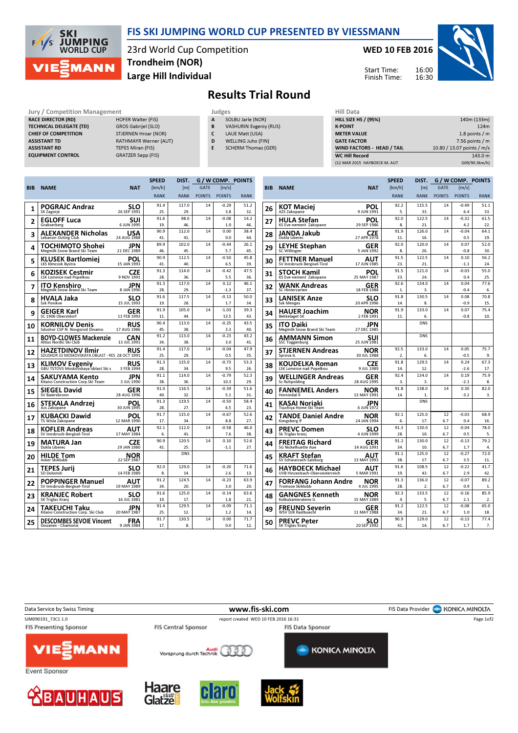# FIS SKI JUMPING WORLD CUP PRESENTED BY VIESSMANN

23rd World Cup Competition
Trondheim (NOR)
Large Hill Individual

**WED 10 FEB 2016**

Start Time: 16:00
Finish Time: 16:30

## Results Trial Round

| Jury / Competition Management | |
|---|---|
| RACE DIRECTOR (RD) | HOFER Walter (FIS) |
| TECHNICAL DELEGATE (TD) | GROS Gabrijel (SLO) |
| CHIEF OF COMPETITION | STJERNEN Hroar (NOR) |
| ASSISTANT TD | RATHMAYR Werner (AUT) |
| ASSISTANT RD | TEPES Miran (FIS) |
| EQUIPMENT CONTROL | GRATZER Sepp (FIS) |

| Judges | |
|---|---|
| A | SOLBU Jarle (NOR) |
| B | VASHURIN Evgeniy (RUS) |
| C | LAUE Matt (USA) |
| D | WELLING Juho (FIN) |
| E | SCHERM Thomas (GER) |

| Hill Data | |
|---|---|
| HILL SIZE HS / (95%) | 140m (133m) |
| K-POINT | 124m |
| METER VALUE | 1.8 points / m |
| GATE FACTOR | 7.56 points / m |
| WIND FACTORS - HEAD / TAIL | 10.80 / 13.07 points / m/s |
| WC Hill Record | 143.0 m |
| (12 MAR 2015 HAYBOECK M. AUT | G09/90.3km/h) |

| BIB | NAME | NAT | SPEED [km/h] RANK | DIST. [m] RANK | GATE POINTS | [m/s] POINTS | POINTS RANK |
|---|---|---|---|---|---|---|---|
| 1 | POGRAJC Andraz<br>SK Zagorje | SLO<br>26 SEP 1991 | 91.4<br>25. | 117.0<br>29. | 14 | -0.29<br>3.8 | 51.2<br>32. |
| 2 | EGLOFF Luca<br>Grabserberg | SUI<br>6 JUN 1995 | 91.6<br>19. | 98.0<br>46. | 14 | -0.08<br>1.0 | 14.2<br>46. |
| 3 | ALEXANDER Nicholas<br>Lebanon Outing Club | USA<br>24 AUG 1988 | 90.9<br>41. | 112.0<br>41. | 14 | 0.00<br>0.0 | 38.4<br>44. |
| 4 | TOCHIMOTO Shohei<br>Megmilk Snow Brand Ski Team | JPN<br>21 DEC 1989 | 89.9<br>46. | 102.0<br>45. | 14 | -0.44<br>5.7 | 26.1<br>45. |
| 5 | KLUSEK Bartlomiej<br>LKS Klimczok Bystra | POL<br>15 JAN 1993 | 90.9<br>41. | 112.5<br>40. | 14 | -0.50<br>6.5 | 45.8<br>39. |
| 6 | KOZISEK Cestmir<br>LSK Lomnice nad Popelkou | CZE<br>9 NOV 1991 | 91.3<br>28. | 114.0<br>36. | 14 | -0.42<br>5.5 | 47.5<br>36. |
| 7 | ITO Kenshiro<br>Megmilk Snow Brand Ski Team | JPN<br>8 JAN 1990 | 91.3<br>28. | 117.0<br>29. | 14 | 0.12<br>-1.3 | 46.1<br>37. |
| 8 | HVALA Jaka<br>Ssk Ponikve | SLO<br>15 JUL 1993 | 91.6<br>19. | 117.5<br>28. | 14 | -0.13<br>1.7 | 50.0<br>34. |
| 9 | GEIGER Karl<br>SC 1906 Oberstdorf | GER<br>11 FEB 1993 | 91.9<br>11. | 105.0<br>44. | 14 | -1.03<br>13.5 | 39.3<br>43. |
| 10 | KORNILOV Denis<br>Sdushor CSP N. Novgorod Dinamo | RUS<br>17 AUG 1986 | 90.4<br>45. | 113.0<br>38. | 14 | -0.25<br>3.3 | 43.5<br>40. |
| 11 | BOYD-CLOWES Mackenzie<br>Altius Nordic Ski Club | CAN<br>13 JUL 1991 | 91.2<br>34. | 113.0<br>38. | 14 | -0.23<br>3.0 | 43.2<br>41. |
| 12 | HAZETDINOV Ilmir<br>SDUSHOR 33 MOSKOVSKAYA OBLAST - RES | RUS<br>28 OCT 1991 | 91.4<br>25. | 117.0<br>29. | 14 | -0.04<br>0.5 | 47.9<br>35. |
| 13 | KLIMOV Evgeniy<br>GBU TSTOVS Moskovskaya oblast Ski s | RUS<br>3 FEB 1994 | 91.3<br>28. | 115.0<br>34. | 14 | -0.73<br>9.5 | 53.3<br>26. |
| 14 | SAKUYAMA Kento<br>Kitano Construction Corp. Ski Team | JPN<br>3 JUL 1990 | 91.1<br>38. | 114.0<br>36. | 14 | -0.79<br>10.3 | 52.3<br>29. |
| 15 | SIEGEL David<br>SV Baiersbronn | GER<br>28 AUG 1996 | 91.0<br>40. | 116.5<br>32. | 14 | -0.39<br>5.1 | 51.6<br>31. |
| 16 | STEKALA Andrzej<br>Azs Zakopane | POL<br>30 JUN 1995 | 91.3<br>28. | 119.5<br>27. | 14 | -0.50<br>6.5 | 58.4<br>23. |
| 17 | KUBACKI Dawid<br>TS Wisla Zakopane | POL<br>12 MAR 1990 | 91.7<br>17. | 115.0<br>34. | 14 | -0.67<br>8.8 | 52.6<br>27. |
| 18 | KOFLER Andreas<br>SV Innsbruck-Bergisel-Tirol | AUT<br>17 MAY 1984 | 92.1<br>6. | 112.0<br>41. | 14 | -0.58<br>7.6 | 46.0<br>38. |
| 19 | MATURA Jan<br>Dukla Liberec | CZE<br>29 JAN 1980 | 90.9<br>41. | 120.5<br>25. | 14 | 0.10<br>-1.1 | 52.6<br>27. |
| 20 | HILDE Tom<br>Asker Skiklubb | NOR<br>22 SEP 1987 | | DNS | | | |
| 21 | TEPES Jurij<br>SD Dolomiti | SLO<br>14 FEB 1989 | 92.0<br>8. | 129.0<br>14. | 14 | -0.20<br>2.6 | 71.6<br>13. |
| 22 | POPPINGER Manuel<br>SV Innsbruck-Bergisel-Tirol | AUT<br>19 MAY 1989 | 91.2<br>34. | 124.5<br>20. | 14 | -0.23<br>3.0 | 63.9<br>20. |
| 23 | KRANJEC Robert<br>SK Triglav Kranj | SLO<br>16 JUL 1981 | 91.6<br>19. | 125.0<br>17. | 14 | -0.14<br>1.8 | 63.6<br>21. |
| 24 | TAKEUCHI Taku<br>Kitano Construction Corp. Ski Club | JPN<br>20 MAY 1987 | 91.4<br>25. | 129.5<br>12. | 14 | -0.09<br>1.2 | 71.1<br>14. |
| 25 | DESCOMBES SEVOIE Vincent<br>Douanes - Chamonix | FRA<br>9 JAN 1984 | 91.7<br>17. | 130.5<br>8. | 14 | 0.00<br>0.0 | 71.7<br>12. |
| 26 | KOT Maciej<br>AZS Zakopane | POL<br>9 JUN 1991 | 92.2<br>5. | 115.5<br>33. | 14 | -0.49<br>6.4 | 51.1<br>33. |
| 27 | HULA Stefan<br>KS Eve-nement Zakopane | POL<br>29 SEP 1986 | 92.0<br>8. | 122.5<br>21. | 14 | -0.32<br>4.2 | 61.5<br>22. |
| 28 | JANDA Jakub<br>Dukla Liberec | CZE<br>27 APR 1978 | 91.9<br>11. | 126.0<br>16. | 14 | -0.04<br>0.5 | 64.1<br>19. |
| 29 | LEYHE Stephan<br>SC Willingen | GER<br>5 JAN 1992 | 92.0<br>8. | 120.0<br>26. | 14 | 0.07<br>-0.8 | 52.0<br>30. |
| 30 | FETTNER Manuel<br>SV Innsbruck-Bergisel-Tirol | AUT<br>17 JUN 1985 | 91.5<br>23. | 122.5<br>21. | 14 | 0.10<br>-1.1 | 56.2<br>24. |
| 31 | STOCH Kamil<br>KS Eve-nement Zakopane | POL<br>25 MAY 1987 | 91.5<br>23. | 121.0<br>24. | 14 | -0.03<br>0.4 | 55.0<br>25. |
| 32 | WANK Andreas<br>SC Hinterzarten | GER<br>18 FEB 1988 | 92.6<br>1. | 134.0<br>3. | 14 | 0.04<br>-0.4 | 77.6<br>6. |
| 33 | LANISEK Anze<br>Ssk Menges | SLO<br>20 APR 1996 | 91.8<br>14. | 130.5<br>8. | 14 | 0.08<br>-0.9 | 70.8<br>15. |
| 34 | HAUER Joachim<br>Bekkelaget SK | NOR<br>2 FEB 1991 | 91.9<br>11. | 133.0<br>6. | 14 | 0.07<br>-0.8 | 75.4<br>10. |
| 35 | ITO Daiki<br>Megmilk Snow Brand Ski Team | JPN<br>27 DEC 1985 | | DNS | | | |
| 36 | AMMANN Simon<br>SSC Toggenburg | SUI<br>25 JUN 1981 | | DNS | | | |
| 37 | STJERNEN Andreas<br>Sprova IL | NOR<br>30 JUL 1988 | 92.5<br>2. | 133.0<br>6. | 14 | 0.05<br>-0.5 | 75.7<br>9. |
| 38 | KOUDELKA Roman<br>LSK Lomnice nad Popelkou | CZE<br>9 JUL 1989 | 91.8<br>14. | 129.5<br>12. | 14 | 0.24<br>-2.6 | 67.3<br>17. |
| 39 | WELLINGER Andreas<br>Sc Ruhpolding | GER<br>28 AUG 1995 | 92.4<br>3. | 134.0<br>3. | 14 | 0.19<br>-2.1 | 75.9<br>8. |
| 40 | FANNEMEL Anders<br>Hornindal Il | NOR<br>13 MAY 1991 | 91.8<br>14. | 138.0<br>1. | 14 | 0.30<br>-3.2 | 82.0<br>3. |
| 41 | KASAI Noriaki<br>Tsuchiya Home Ski Team | JPN<br>6 JUN 1972 | | DNS | | | |
| 42 | TANDE Daniel Andre<br>Kongsberg If | NOR<br>24 JAN 1994 | 92.1<br>6. | 125.0<br>17. | 12<br>6.7 | -0.03<br>0.4 | 68.9<br>16. |
| 43 | PREVC Domen<br>Sk Triglav kranj | SLO<br>4 JUN 1999 | 91.3<br>28. | 130.0<br>10. | 12<br>6.7 | -0.04<br>0.5 | 78.0<br>5. |
| 44 | FREITAG Richard<br>SG Nickelhuette Aue | GER<br>14 AUG 1991 | 91.2<br>34. | 130.0<br>10. | 12<br>6.7 | -0.13<br>1.7 | 79.2<br>4. |
| 45 | KRAFT Stefan<br>SV Schwarzach-Salzburg | AUT<br>13 MAY 1993 | 91.1<br>38. | 125.0<br>17. | 12<br>6.7 | -0.27<br>3.5 | 72.0<br>11. |
| 46 | HAYBOECK Michael<br>UVB Hinzenbach-Oberoesterreich | AUT<br>5 MAR 1991 | 91.6<br>19. | 108.5<br>43. | 12<br>6.7 | -0.22<br>2.9 | 41.7<br>42. |
| 47 | FORFANG Johann Andre<br>Tromsoe Skiklubb | NOR<br>4 JUL 1995 | 91.3<br>28. | 136.0<br>2. | 12<br>6.7 | -0.07<br>0.9 | 89.2<br>1. |
| 48 | GANGNES Kenneth<br>Kolbukameratene IL | NOR<br>15 MAY 1989 | 92.3<br>4. | 133.5<br>5. | 12<br>6.7 | -0.16<br>2.1 | 85.9<br>2. |
| 49 | FREUND Severin<br>WSV DJK Rastbuechl | GER<br>11 MAY 1988 | 91.2<br>34. | 122.5<br>21. | 12<br>6.7 | -0.08<br>1.0 | 65.0<br>18. |
| 50 | PREVC Peter<br>SK Triglav Kranj | SLO<br>20 SEP 1992 | 90.9<br>41. | 129.0<br>14. | 12<br>6.7 | -0.13<br>1.7 | 77.4<br>7. |

Data Service by Swiss Timing — www.fis-ski.com — FIS Data Provider KONICA MINOLTA

SJM090191_73C1 1.0 — report created WED 10 FEB 2016 16:31

FIS Presenting Sponsor: VIESSMANN — FIS Central Sponsor: Audi — FIS Data Sponsor: KONICA MINOLTA

Event Sponsor: BAUHAUS, Haare statt Glatze, claro, Jack Wolfskin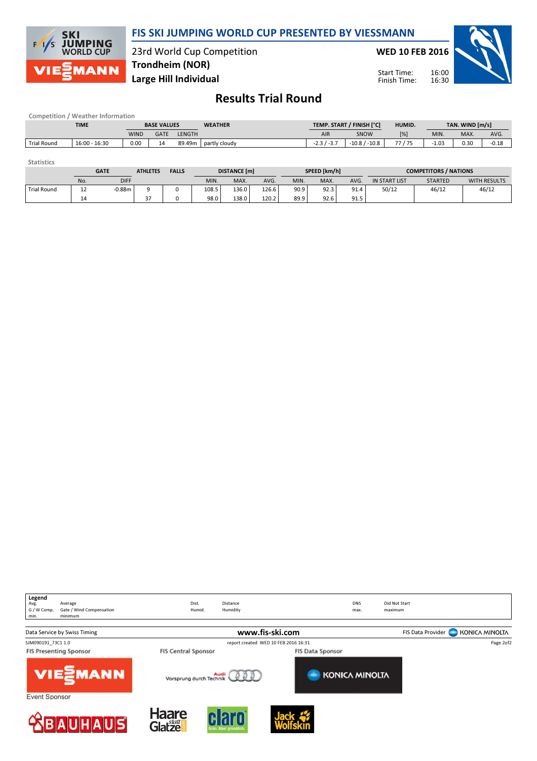# FIS SKI JUMPING WORLD CUP PRESENTED BY VIESSMANN

23rd World Cup Competition
**Trondheim (NOR)**
**Large Hill Individual**

**WED 10 FEB 2016**

Start Time: 16:00
Finish Time: 16:30

## Results Trial Round

Competition / Weather Information

| | TIME | BASE VALUES | | | WEATHER | TEMP. START / FINISH [°C] | | HUMID. | TAN. WIND [m/s] | | |
|---|---|---|---|---|---|---|---|---|---|---|---|
| | | WIND | GATE | LENGTH | | AIR | SNOW | [%] | MIN. | MAX. | AVG. |
| Trial Round | 16:00 - 16:30 | 0.00 | 14 | 89.49m | partly cloudy | -2.3 / -3.7 | -10.8 / -10.8 | 77 / 75 | -1.03 | 0.30 | -0.18 |

Statistics

| | GATE | | ATHLETES | FALLS | DISTANCE [m] | | | SPEED [km/h] | | | COMPETITORS / NATIONS | | |
|---|---|---|---|---|---|---|---|---|---|---|---|---|---|
| | No. | DIFF | | | MIN. | MAX. | AVG. | MIN. | MAX. | AVG. | IN START LIST | STARTED | WITH RESULTS |
| Trial Round | 12 | -0.88m | 9 | 0 | 108.5 | 136.0 | 126.6 | 90.9 | 92.3 | 91.4 | 50/12 | 46/12 | 46/12 |
| | 14 | | 37 | 0 | 98.0 | 138.0 | 120.2 | 89.9 | 92.6 | 91.5 | | | |

**Legend**

| | | | | | |
|---|---|---|---|---|---|
| Avg. | Average | Dist. | Distance | DNS | Did Not Start |
| G / W Comp. | Gate / Wind Compensation | Humid. | Humidity | max. | maximum |
| min. | minimum | | | | |

Data Service by Swiss Timing — www.fis-ski.com — FIS Data Provider KONICA MINOLTA

SJM090191_73C1 1.0 — report created WED 10 FEB 2016 16:31

FIS Presenting Sponsor — FIS Central Sponsor — FIS Data Sponsor

Event Sponsor